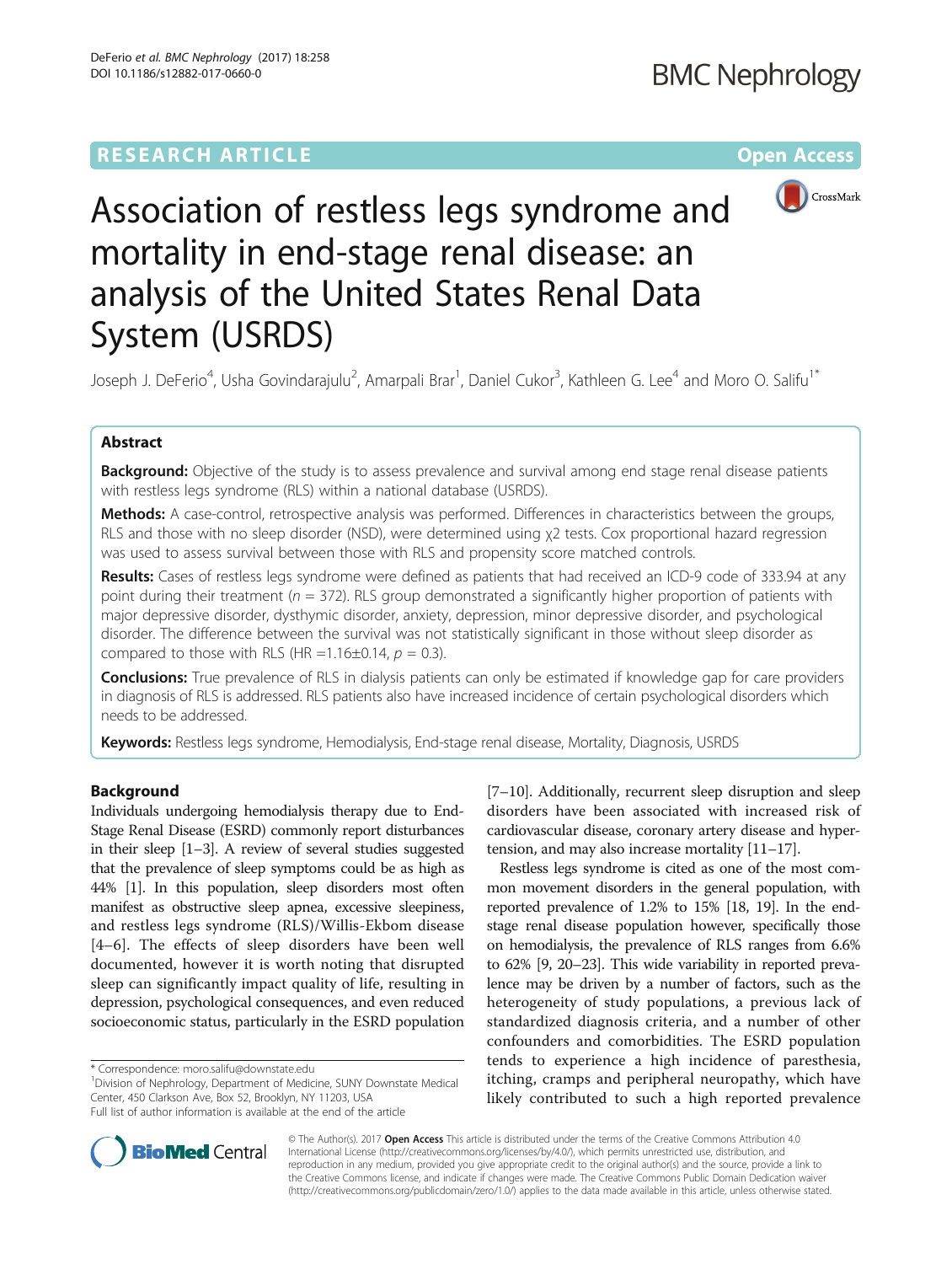RESEARCH ARTICLE

Open Access

# Association of restless legs syndrome and mortality in end-stage renal disease: an analysis of the United States Renal Data System (USRDS)

Joseph J. DeFerio[4], Usha Govindarajulu[2], Amarpali Brar[1], Daniel Cukor[3], Kathleen G. Lee[4] and Moro O. Salifu[1*]

## Abstract

**Background:** Objective of the study is to assess prevalence and survival among end stage renal disease patients with restless legs syndrome (RLS) within a national database (USRDS).

**Methods:** A case-control, retrospective analysis was performed. Differences in characteristics between the groups, RLS and those with no sleep disorder (NSD), were determined using $\chi 2$ tests. Cox proportional hazard regression was used to assess survival between those with RLS and propensity score matched controls.

**Results:** Cases of restless legs syndrome were defined as patients that had received an ICD-9 code of 333.94 at any point during their treatment ($n = 372$). RLS group demonstrated a significantly higher proportion of patients with major depressive disorder, dysthymic disorder, anxiety, depression, minor depressive disorder, and psychological disorder. The difference between the survival was not statistically significant in those without sleep disorder as compared to those with RLS (HR $=1.16 \pm 0.14$, $p = 0.3$).

**Conclusions:** True prevalence of RLS in dialysis patients can only be estimated if knowledge gap for care providers in diagnosis of RLS is addressed. RLS patients also have increased incidence of certain psychological disorders which needs to be addressed.

**Keywords:** Restless legs syndrome, Hemodialysis, End-stage renal disease, Mortality, Diagnosis, USRDS

## Background

Individuals undergoing hemodialysis therapy due to End-Stage Renal Disease (ESRD) commonly report disturbances in their sleep [1–3]. A review of several studies suggested that the prevalence of sleep symptoms could be as high as 44% [1]. In this population, sleep disorders most often manifest as obstructive sleep apnea, excessive sleepiness, and restless legs syndrome (RLS)/Willis-Ekbom disease [4–6]. The effects of sleep disorders have been well documented, however it is worth noting that disrupted sleep can significantly impact quality of life, resulting in depression, psychological consequences, and even reduced socioeconomic status, particularly in the ESRD population [7–10]. Additionally, recurrent sleep disruption and sleep disorders have been associated with increased risk of cardiovascular disease, coronary artery disease and hypertension, and may also increase mortality [11–17].

Restless legs syndrome is cited as one of the most common movement disorders in the general population, with reported prevalence of 1.2% to 15% [18, 19]. In the end-stage renal disease population however, specifically those on hemodialysis, the prevalence of RLS ranges from 6.6% to 62% [9, 20–23]. This wide variability in reported prevalence may be driven by a number of factors, such as the heterogeneity of study populations, a previous lack of standardized diagnosis criteria, and a number of other confounders and comorbidities. The ESRD population tends to experience a high incidence of paresthesia, itching, cramps and peripheral neuropathy, which have likely contributed to such a high reported prevalence

\* Correspondence: moro.salifu@downstate.edu
[1]Division of Nephrology, Department of Medicine, SUNY Downstate Medical Center, 450 Clarkson Ave, Box 52, Brooklyn, NY 11203, USA
Full list of author information is available at the end of the article

© The Author(s). 2017 **Open Access** This article is distributed under the terms of the Creative Commons Attribution 4.0 International License (http://creativecommons.org/licenses/by/4.0/), which permits unrestricted use, distribution, and reproduction in any medium, provided you give appropriate credit to the original author(s) and the source, provide a link to the Creative Commons license, and indicate if changes were made. The Creative Commons Public Domain Dedication waiver (http://creativecommons.org/publicdomain/zero/1.0/) applies to the data made available in this article, unless otherwise stated.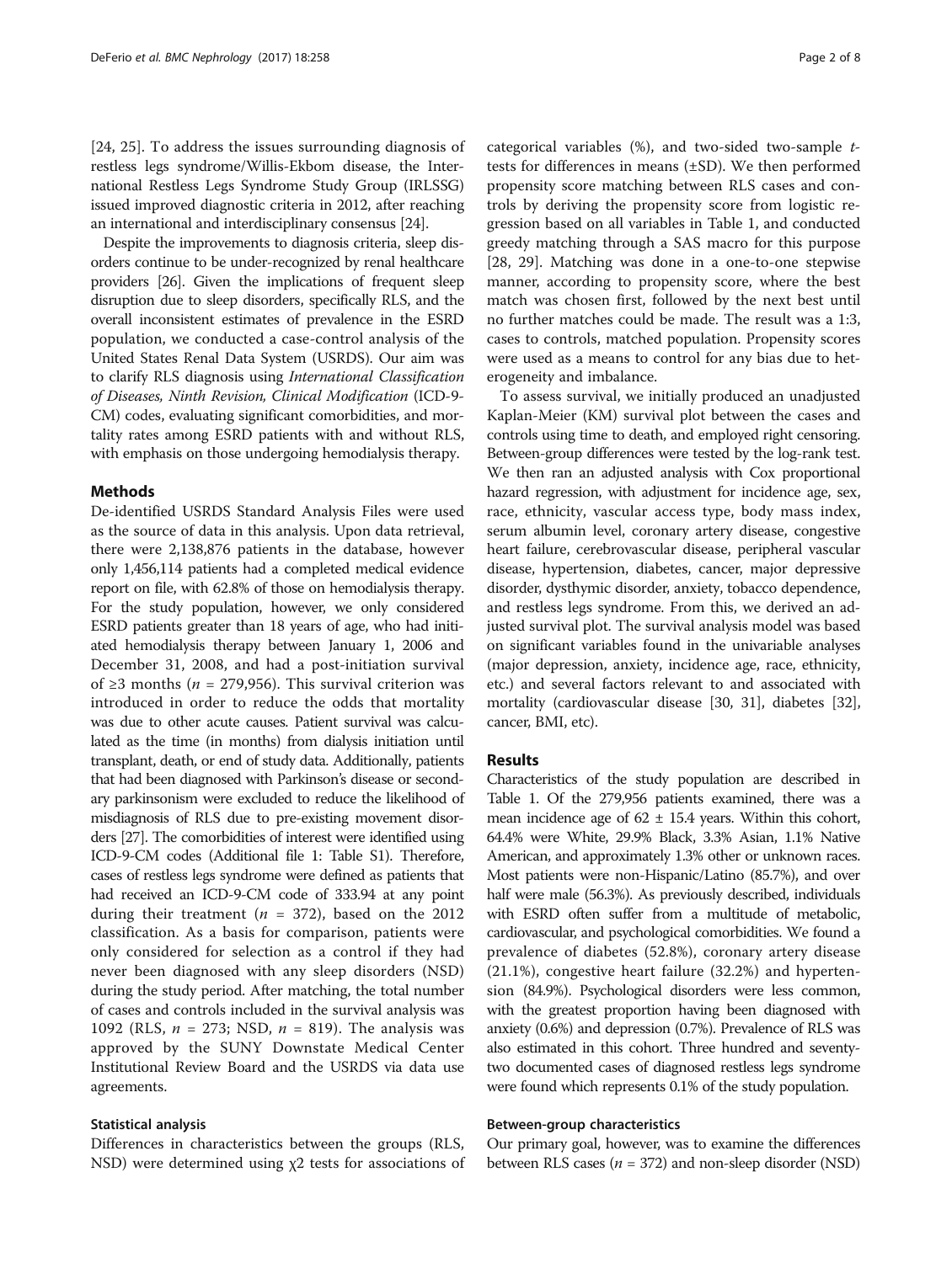[24, 25]. To address the issues surrounding diagnosis of restless legs syndrome/Willis-Ekbom disease, the International Restless Legs Syndrome Study Group (IRLSSG) issued improved diagnostic criteria in 2012, after reaching an international and interdisciplinary consensus [24].

Despite the improvements to diagnosis criteria, sleep disorders continue to be under-recognized by renal healthcare providers [26]. Given the implications of frequent sleep disruption due to sleep disorders, specifically RLS, and the overall inconsistent estimates of prevalence in the ESRD population, we conducted a case-control analysis of the United States Renal Data System (USRDS). Our aim was to clarify RLS diagnosis using *International Classification of Diseases, Ninth Revision, Clinical Modification* (ICD-9-CM) codes, evaluating significant comorbidities, and mortality rates among ESRD patients with and without RLS, with emphasis on those undergoing hemodialysis therapy.

## Methods

De-identified USRDS Standard Analysis Files were used as the source of data in this analysis. Upon data retrieval, there were 2,138,876 patients in the database, however only 1,456,114 patients had a completed medical evidence report on file, with 62.8% of those on hemodialysis therapy. For the study population, however, we only considered ESRD patients greater than 18 years of age, who had initiated hemodialysis therapy between January 1, 2006 and December 31, 2008, and had a post-initiation survival of ≥3 months ($n$ = 279,956). This survival criterion was introduced in order to reduce the odds that mortality was due to other acute causes. Patient survival was calculated as the time (in months) from dialysis initiation until transplant, death, or end of study data. Additionally, patients that had been diagnosed with Parkinson's disease or secondary parkinsonism were excluded to reduce the likelihood of misdiagnosis of RLS due to pre-existing movement disorders [27]. The comorbidities of interest were identified using ICD-9-CM codes (Additional file 1: Table S1). Therefore, cases of restless legs syndrome were defined as patients that had received an ICD-9-CM code of 333.94 at any point during their treatment ($n$ = 372), based on the 2012 classification. As a basis for comparison, patients were only considered for selection as a control if they had never been diagnosed with any sleep disorders (NSD) during the study period. After matching, the total number of cases and controls included in the survival analysis was 1092 (RLS, $n$ = 273; NSD, $n$ = 819). The analysis was approved by the SUNY Downstate Medical Center Institutional Review Board and the USRDS via data use agreements.

### Statistical analysis

Differences in characteristics between the groups (RLS, NSD) were determined using $\chi 2$ tests for associations of categorical variables (%), and two-sided two-sample $t$-tests for differences in means (±SD). We then performed propensity score matching between RLS cases and controls by deriving the propensity score from logistic regression based on all variables in Table 1, and conducted greedy matching through a SAS macro for this purpose [28, 29]. Matching was done in a one-to-one stepwise manner, according to propensity score, where the best match was chosen first, followed by the next best until no further matches could be made. The result was a 1:3, cases to controls, matched population. Propensity scores were used as a means to control for any bias due to heterogeneity and imbalance.

To assess survival, we initially produced an unadjusted Kaplan-Meier (KM) survival plot between the cases and controls using time to death, and employed right censoring. Between-group differences were tested by the log-rank test. We then ran an adjusted analysis with Cox proportional hazard regression, with adjustment for incidence age, sex, race, ethnicity, vascular access type, body mass index, serum albumin level, coronary artery disease, congestive heart failure, cerebrovascular disease, peripheral vascular disease, hypertension, diabetes, cancer, major depressive disorder, dysthymic disorder, anxiety, tobacco dependence, and restless legs syndrome. From this, we derived an adjusted survival plot. The survival analysis model was based on significant variables found in the univariable analyses (major depression, anxiety, incidence age, race, ethnicity, etc.) and several factors relevant to and associated with mortality (cardiovascular disease [30, 31], diabetes [32], cancer, BMI, etc).

## Results

Characteristics of the study population are described in Table 1. Of the 279,956 patients examined, there was a mean incidence age of 62 ± 15.4 years. Within this cohort, 64.4% were White, 29.9% Black, 3.3% Asian, 1.1% Native American, and approximately 1.3% other or unknown races. Most patients were non-Hispanic/Latino (85.7%), and over half were male (56.3%). As previously described, individuals with ESRD often suffer from a multitude of metabolic, cardiovascular, and psychological comorbidities. We found a prevalence of diabetes (52.8%), coronary artery disease (21.1%), congestive heart failure (32.2%) and hypertension (84.9%). Psychological disorders were less common, with the greatest proportion having been diagnosed with anxiety (0.6%) and depression (0.7%). Prevalence of RLS was also estimated in this cohort. Three hundred and seventy-two documented cases of diagnosed restless legs syndrome were found which represents 0.1% of the study population.

### Between-group characteristics

Our primary goal, however, was to examine the differences between RLS cases ($n$ = 372) and non-sleep disorder (NSD)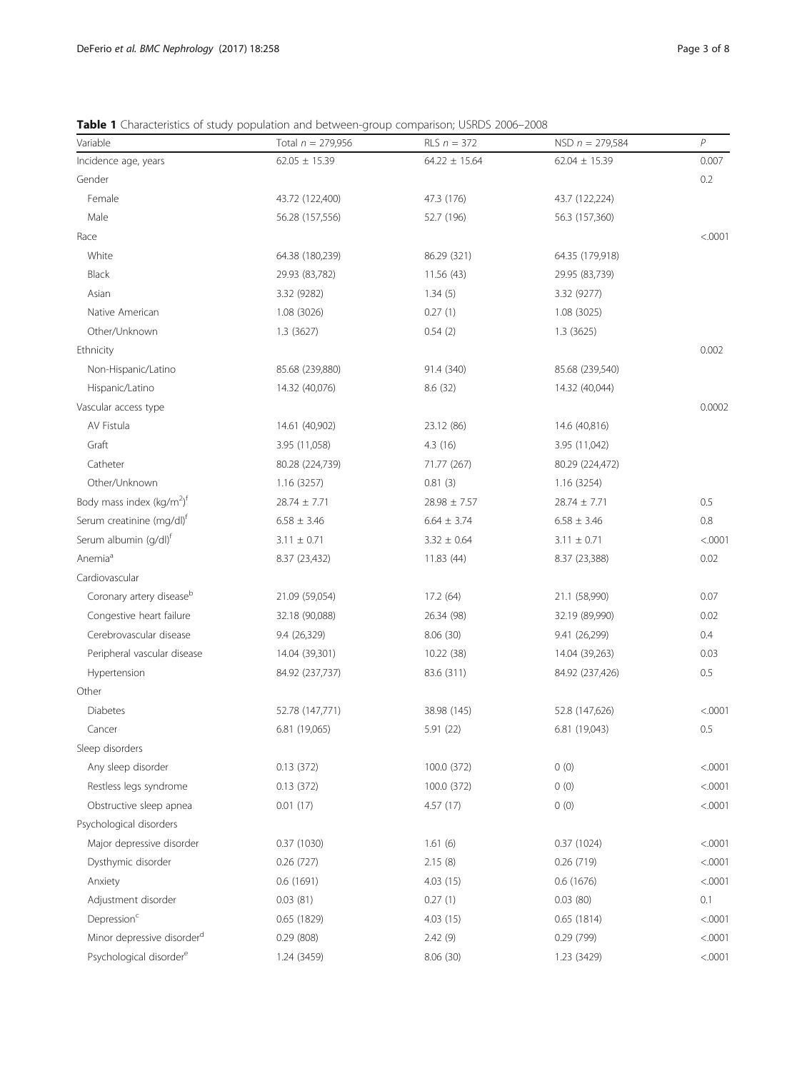**Table 1** Characteristics of study population and between-group comparison; USRDS 2006–2008

| Variable | Total $n = 279{,}956$ | RLS $n = 372$ | NSD $n = 279{,}584$ | $P$ |
|---|---|---|---|---|
| Incidence age, years | 62.05 ± 15.39 | 64.22 ± 15.64 | 62.04 ± 15.39 | 0.007 |
| Gender | | | | 0.2 |
| Female | 43.72 (122,400) | 47.3 (176) | 43.7 (122,224) | |
| Male | 56.28 (157,556) | 52.7 (196) | 56.3 (157,360) | |
| Race | | | | <.0001 |
| White | 64.38 (180,239) | 86.29 (321) | 64.35 (179,918) | |
| Black | 29.93 (83,782) | 11.56 (43) | 29.95 (83,739) | |
| Asian | 3.32 (9282) | 1.34 (5) | 3.32 (9277) | |
| Native American | 1.08 (3026) | 0.27 (1) | 1.08 (3025) | |
| Other/Unknown | 1.3 (3627) | 0.54 (2) | 1.3 (3625) | |
| Ethnicity | | | | 0.002 |
| Non-Hispanic/Latino | 85.68 (239,880) | 91.4 (340) | 85.68 (239,540) | |
| Hispanic/Latino | 14.32 (40,076) | 8.6 (32) | 14.32 (40,044) | |
| Vascular access type | | | | 0.0002 |
| AV Fistula | 14.61 (40,902) | 23.12 (86) | 14.6 (40,816) | |
| Graft | 3.95 (11,058) | 4.3 (16) | 3.95 (11,042) | |
| Catheter | 80.28 (224,739) | 71.77 (267) | 80.29 (224,472) | |
| Other/Unknown | 1.16 (3257) | 0.81 (3) | 1.16 (3254) | |
| Body mass index ($kg/m^2$)[f] | 28.74 ± 7.71 | 28.98 ± 7.57 | 28.74 ± 7.71 | 0.5 |
| Serum creatinine (mg/dl)[f] | 6.58 ± 3.46 | 6.64 ± 3.74 | 6.58 ± 3.46 | 0.8 |
| Serum albumin (g/dl)[f] | 3.11 ± 0.71 | 3.32 ± 0.64 | 3.11 ± 0.71 | <.0001 |
| Anemia[a] | 8.37 (23,432) | 11.83 (44) | 8.37 (23,388) | 0.02 |
| Cardiovascular | | | | |
| Coronary artery disease[b] | 21.09 (59,054) | 17.2 (64) | 21.1 (58,990) | 0.07 |
| Congestive heart failure | 32.18 (90,088) | 26.34 (98) | 32.19 (89,990) | 0.02 |
| Cerebrovascular disease | 9.4 (26,329) | 8.06 (30) | 9.41 (26,299) | 0.4 |
| Peripheral vascular disease | 14.04 (39,301) | 10.22 (38) | 14.04 (39,263) | 0.03 |
| Hypertension | 84.92 (237,737) | 83.6 (311) | 84.92 (237,426) | 0.5 |
| Other | | | | |
| Diabetes | 52.78 (147,771) | 38.98 (145) | 52.8 (147,626) | <.0001 |
| Cancer | 6.81 (19,065) | 5.91 (22) | 6.81 (19,043) | 0.5 |
| Sleep disorders | | | | |
| Any sleep disorder | 0.13 (372) | 100.0 (372) | 0 (0) | <.0001 |
| Restless legs syndrome | 0.13 (372) | 100.0 (372) | 0 (0) | <.0001 |
| Obstructive sleep apnea | 0.01 (17) | 4.57 (17) | 0 (0) | <.0001 |
| Psychological disorders | | | | |
| Major depressive disorder | 0.37 (1030) | 1.61 (6) | 0.37 (1024) | <.0001 |
| Dysthymic disorder | 0.26 (727) | 2.15 (8) | 0.26 (719) | <.0001 |
| Anxiety | 0.6 (1691) | 4.03 (15) | 0.6 (1676) | <.0001 |
| Adjustment disorder | 0.03 (81) | 0.27 (1) | 0.03 (80) | 0.1 |
| Depression[c] | 0.65 (1829) | 4.03 (15) | 0.65 (1814) | <.0001 |
| Minor depressive disorder[d] | 0.29 (808) | 2.42 (9) | 0.29 (799) | <.0001 |
| Psychological disorder[e] | 1.24 (3459) | 8.06 (30) | 1.23 (3429) | <.0001 |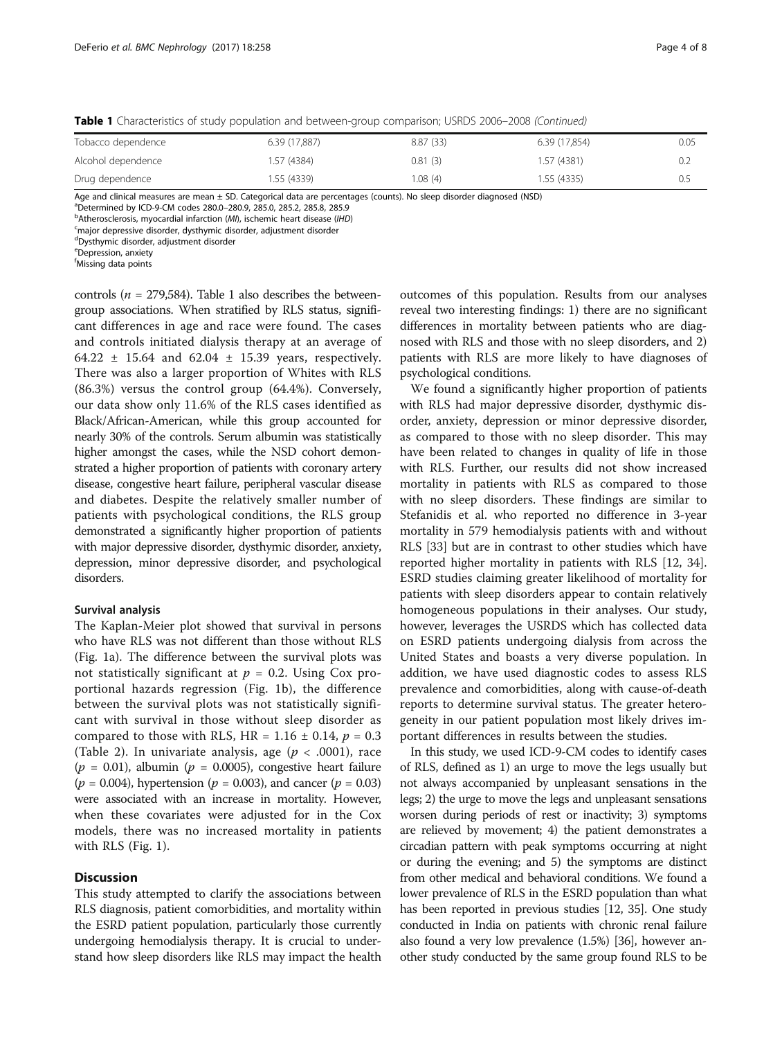**Table 1** Characteristics of study population and between-group comparison; USRDS 2006–2008 *(Continued)*

| | | | | |
|---|---|---|---|---|
| Tobacco dependence | 6.39 (17,887) | 8.87 (33) | 6.39 (17,854) | 0.05 |
| Alcohol dependence | 1.57 (4384) | 0.81 (3) | 1.57 (4381) | 0.2 |
| Drug dependence | 1.55 (4339) | 1.08 (4) | 1.55 (4335) | 0.5 |

Age and clinical measures are mean ± SD. Categorical data are percentages (counts). No sleep disorder diagnosed (NSD)
[a]Determined by ICD-9-CM codes 280.0–280.9, 285.0, 285.2, 285.8, 285.9
[b]Atherosclerosis, myocardial infarction (*MI*), ischemic heart disease (*IHD*)
[c]major depressive disorder, dysthymic disorder, adjustment disorder
[d]Dysthymic disorder, adjustment disorder
[e]Depression, anxiety
[f]Missing data points

controls ($n$ = 279,584). Table 1 also describes the between-group associations. When stratified by RLS status, significant differences in age and race were found. The cases and controls initiated dialysis therapy at an average of 64.22 ± 15.64 and 62.04 ± 15.39 years, respectively. There was also a larger proportion of Whites with RLS (86.3%) versus the control group (64.4%). Conversely, our data show only 11.6% of the RLS cases identified as Black/African-American, while this group accounted for nearly 30% of the controls. Serum albumin was statistically higher amongst the cases, while the NSD cohort demonstrated a higher proportion of patients with coronary artery disease, congestive heart failure, peripheral vascular disease and diabetes. Despite the relatively smaller number of patients with psychological conditions, the RLS group demonstrated a significantly higher proportion of patients with major depressive disorder, dysthymic disorder, anxiety, depression, minor depressive disorder, and psychological disorders.

### Survival analysis

The Kaplan-Meier plot showed that survival in persons who have RLS was not different than those without RLS (Fig. 1a). The difference between the survival plots was not statistically significant at $p$ = 0.2. Using Cox proportional hazards regression (Fig. 1b), the difference between the survival plots was not statistically significant with survival in those without sleep disorder as compared to those with RLS, HR = 1.16 ± 0.14, $p$ = 0.3 (Table 2). In univariate analysis, age ($p$ < .0001), race ($p$ = 0.01), albumin ($p$ = 0.0005), congestive heart failure ($p$ = 0.004), hypertension ($p$ = 0.003), and cancer ($p$ = 0.03) were associated with an increase in mortality. However, when these covariates were adjusted for in the Cox models, there was no increased mortality in patients with RLS (Fig. 1).

## Discussion

This study attempted to clarify the associations between RLS diagnosis, patient comorbidities, and mortality within the ESRD patient population, particularly those currently undergoing hemodialysis therapy. It is crucial to understand how sleep disorders like RLS may impact the health outcomes of this population. Results from our analyses reveal two interesting findings: 1) there are no significant differences in mortality between patients who are diagnosed with RLS and those with no sleep disorders, and 2) patients with RLS are more likely to have diagnoses of psychological conditions.

We found a significantly higher proportion of patients with RLS had major depressive disorder, dysthymic disorder, anxiety, depression or minor depressive disorder, as compared to those with no sleep disorder. This may have been related to changes in quality of life in those with RLS. Further, our results did not show increased mortality in patients with RLS as compared to those with no sleep disorders. These findings are similar to Stefanidis et al. who reported no difference in 3-year mortality in 579 hemodialysis patients with and without RLS [33] but are in contrast to other studies which have reported higher mortality in patients with RLS [12, 34]. ESRD studies claiming greater likelihood of mortality for patients with sleep disorders appear to contain relatively homogeneous populations in their analyses. Our study, however, leverages the USRDS which has collected data on ESRD patients undergoing dialysis from across the United States and boasts a very diverse population. In addition, we have used diagnostic codes to assess RLS prevalence and comorbidities, along with cause-of-death reports to determine survival status. The greater heterogeneity in our patient population most likely drives important differences in results between the studies.

In this study, we used ICD-9-CM codes to identify cases of RLS, defined as 1) an urge to move the legs usually but not always accompanied by unpleasant sensations in the legs; 2) the urge to move the legs and unpleasant sensations worsen during periods of rest or inactivity; 3) symptoms are relieved by movement; 4) the patient demonstrates a circadian pattern with peak symptoms occurring at night or during the evening; and 5) the symptoms are distinct from other medical and behavioral conditions. We found a lower prevalence of RLS in the ESRD population than what has been reported in previous studies [12, 35]. One study conducted in India on patients with chronic renal failure also found a very low prevalence (1.5%) [36], however another study conducted by the same group found RLS to be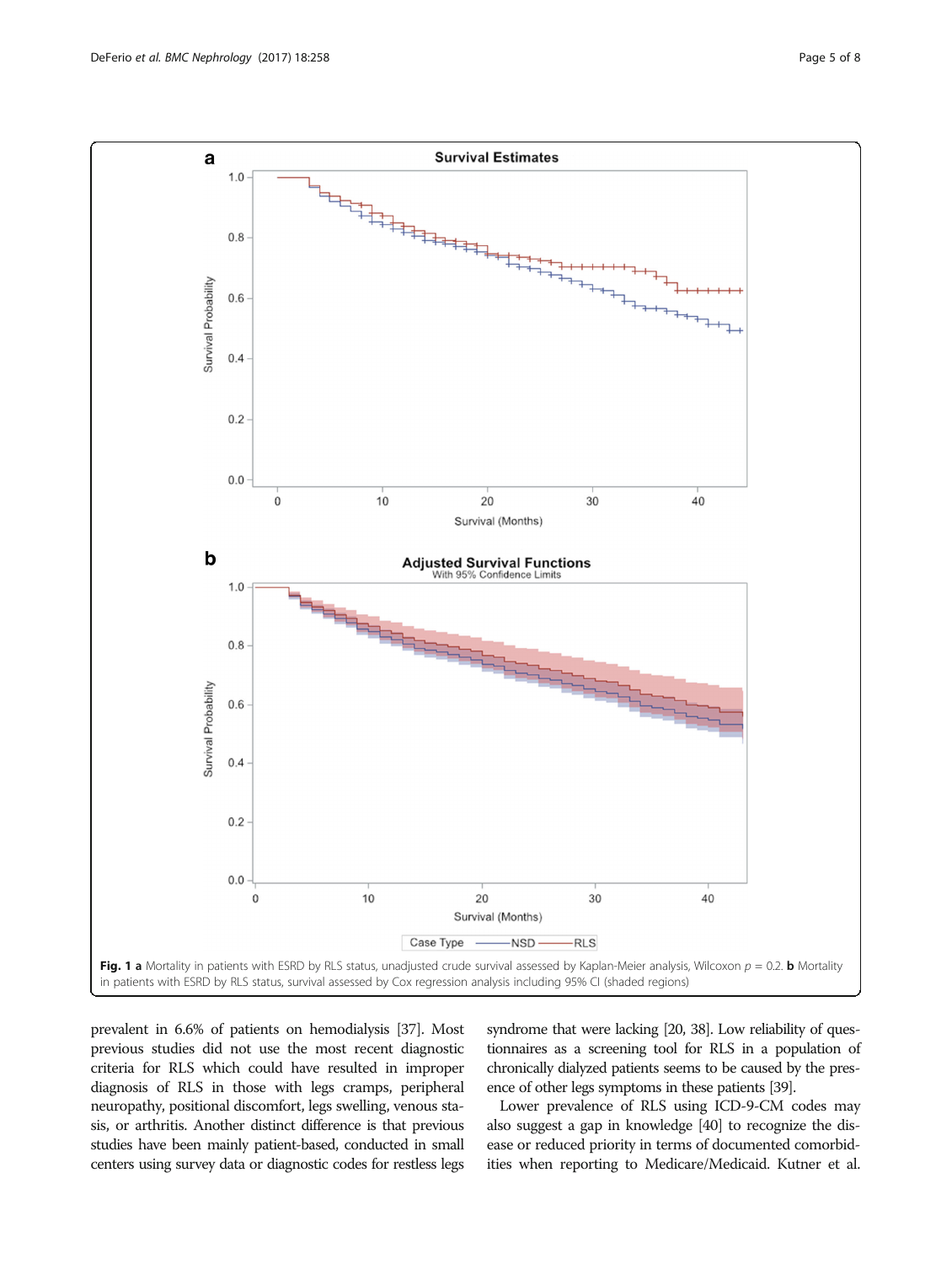Fig. 1 **a** Mortality in patients with ESRD by RLS status, unadjusted crude survival assessed by Kaplan-Meier analysis, Wilcoxon $p = 0.2$. **b** Mortality in patients with ESRD by RLS status, survival assessed by Cox regression analysis including 95% CI (shaded regions)

prevalent in 6.6% of patients on hemodialysis [37]. Most previous studies did not use the most recent diagnostic criteria for RLS which could have resulted in improper diagnosis of RLS in those with legs cramps, peripheral neuropathy, positional discomfort, legs swelling, venous stasis, or arthritis. Another distinct difference is that previous studies have been mainly patient-based, conducted in small centers using survey data or diagnostic codes for restless legs syndrome that were lacking [20, 38]. Low reliability of questionnaires as a screening tool for RLS in a population of chronically dialyzed patients seems to be caused by the presence of other legs symptoms in these patients [39].

Lower prevalence of RLS using ICD-9-CM codes may also suggest a gap in knowledge [40] to recognize the disease or reduced priority in terms of documented comorbidities when reporting to Medicare/Medicaid. Kutner et al.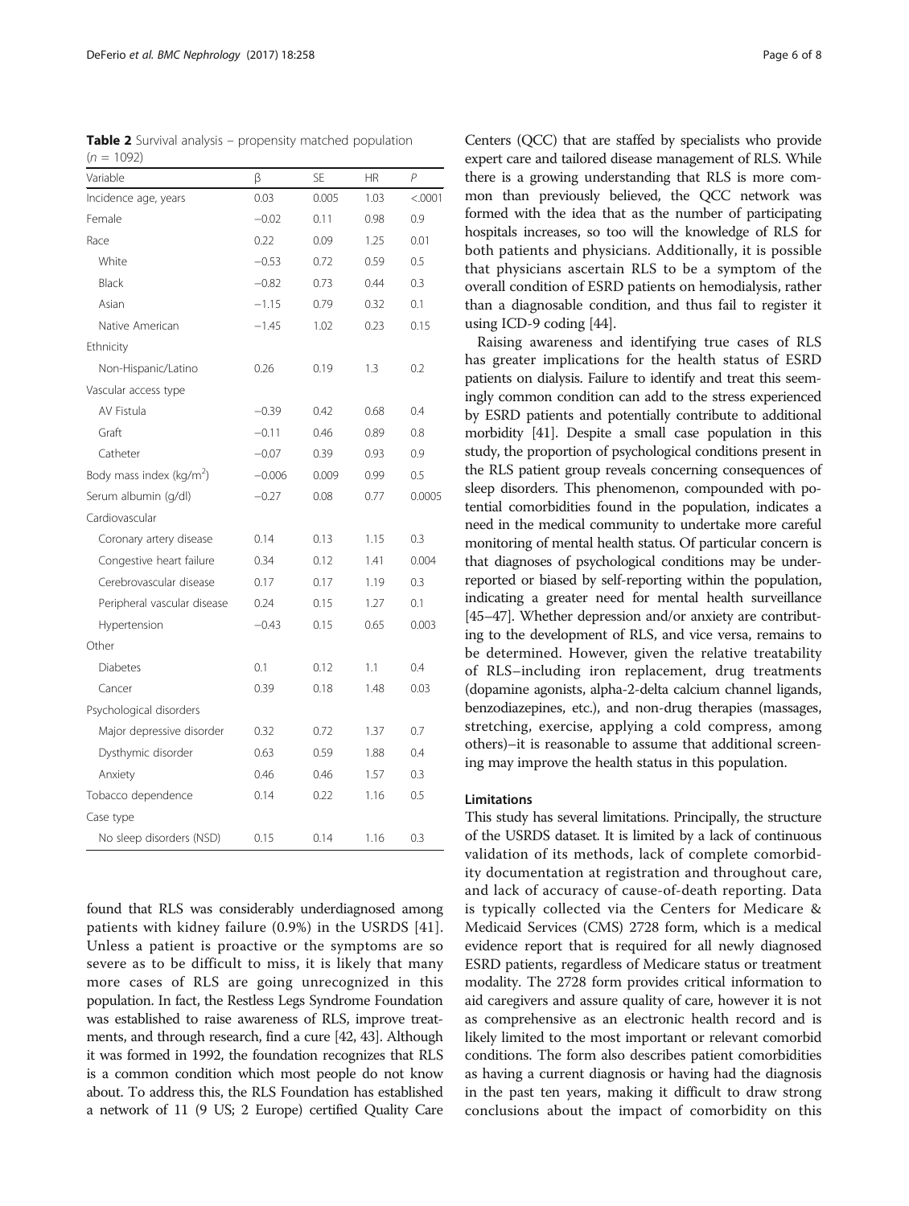**Table 2** Survival analysis – propensity matched population ($n$ = 1092)

| Variable | β | SE | HR | $P$ |
| --- | --- | --- | --- | --- |
| Incidence age, years | 0.03 | 0.005 | 1.03 | <.0001 |
| Female | −0.02 | 0.11 | 0.98 | 0.9 |
| Race | 0.22 | 0.09 | 1.25 | 0.01 |
| White | −0.53 | 0.72 | 0.59 | 0.5 |
| Black | −0.82 | 0.73 | 0.44 | 0.3 |
| Asian | −1.15 | 0.79 | 0.32 | 0.1 |
| Native American | −1.45 | 1.02 | 0.23 | 0.15 |
| Ethnicity | | | | |
| Non-Hispanic/Latino | 0.26 | 0.19 | 1.3 | 0.2 |
| Vascular access type | | | | |
| AV Fistula | −0.39 | 0.42 | 0.68 | 0.4 |
| Graft | −0.11 | 0.46 | 0.89 | 0.8 |
| Catheter | −0.07 | 0.39 | 0.93 | 0.9 |
| Body mass index (kg/m$^2$) | −0.006 | 0.009 | 0.99 | 0.5 |
| Serum albumin (g/dl) | −0.27 | 0.08 | 0.77 | 0.0005 |
| Cardiovascular | | | | |
| Coronary artery disease | 0.14 | 0.13 | 1.15 | 0.3 |
| Congestive heart failure | 0.34 | 0.12 | 1.41 | 0.004 |
| Cerebrovascular disease | 0.17 | 0.17 | 1.19 | 0.3 |
| Peripheral vascular disease | 0.24 | 0.15 | 1.27 | 0.1 |
| Hypertension | −0.43 | 0.15 | 0.65 | 0.003 |
| Other | | | | |
| Diabetes | 0.1 | 0.12 | 1.1 | 0.4 |
| Cancer | 0.39 | 0.18 | 1.48 | 0.03 |
| Psychological disorders | | | | |
| Major depressive disorder | 0.32 | 0.72 | 1.37 | 0.7 |
| Dysthymic disorder | 0.63 | 0.59 | 1.88 | 0.4 |
| Anxiety | 0.46 | 0.46 | 1.57 | 0.3 |
| Tobacco dependence | 0.14 | 0.22 | 1.16 | 0.5 |
| Case type | | | | |
| No sleep disorders (NSD) | 0.15 | 0.14 | 1.16 | 0.3 |

found that RLS was considerably underdiagnosed among patients with kidney failure (0.9%) in the USRDS [41]. Unless a patient is proactive or the symptoms are so severe as to be difficult to miss, it is likely that many more cases of RLS are going unrecognized in this population. In fact, the Restless Legs Syndrome Foundation was established to raise awareness of RLS, improve treatments, and through research, find a cure [42, 43]. Although it was formed in 1992, the foundation recognizes that RLS is a common condition which most people do not know about. To address this, the RLS Foundation has established a network of 11 (9 US; 2 Europe) certified Quality Care Centers (QCC) that are staffed by specialists who provide expert care and tailored disease management of RLS. While there is a growing understanding that RLS is more common than previously believed, the QCC network was formed with the idea that as the number of participating hospitals increases, so too will the knowledge of RLS for both patients and physicians. Additionally, it is possible that physicians ascertain RLS to be a symptom of the overall condition of ESRD patients on hemodialysis, rather than a diagnosable condition, and thus fail to register it using ICD-9 coding [44].

Raising awareness and identifying true cases of RLS has greater implications for the health status of ESRD patients on dialysis. Failure to identify and treat this seemingly common condition can add to the stress experienced by ESRD patients and potentially contribute to additional morbidity [41]. Despite a small case population in this study, the proportion of psychological conditions present in the RLS patient group reveals concerning consequences of sleep disorders. This phenomenon, compounded with potential comorbidities found in the population, indicates a need in the medical community to undertake more careful monitoring of mental health status. Of particular concern is that diagnoses of psychological conditions may be underreported or biased by self-reporting within the population, indicating a greater need for mental health surveillance [45–47]. Whether depression and/or anxiety are contributing to the development of RLS, and vice versa, remains to be determined. However, given the relative treatability of RLS–including iron replacement, drug treatments (dopamine agonists, alpha-2-delta calcium channel ligands, benzodiazepines, etc.), and non-drug therapies (massages, stretching, exercise, applying a cold compress, among others)–it is reasonable to assume that additional screening may improve the health status in this population.

### Limitations

This study has several limitations. Principally, the structure of the USRDS dataset. It is limited by a lack of continuous validation of its methods, lack of complete comorbidity documentation at registration and throughout care, and lack of accuracy of cause-of-death reporting. Data is typically collected via the Centers for Medicare & Medicaid Services (CMS) 2728 form, which is a medical evidence report that is required for all newly diagnosed ESRD patients, regardless of Medicare status or treatment modality. The 2728 form provides critical information to aid caregivers and assure quality of care, however it is not as comprehensive as an electronic health record and is likely limited to the most important or relevant comorbid conditions. The form also describes patient comorbidities as having a current diagnosis or having had the diagnosis in the past ten years, making it difficult to draw strong conclusions about the impact of comorbidity on this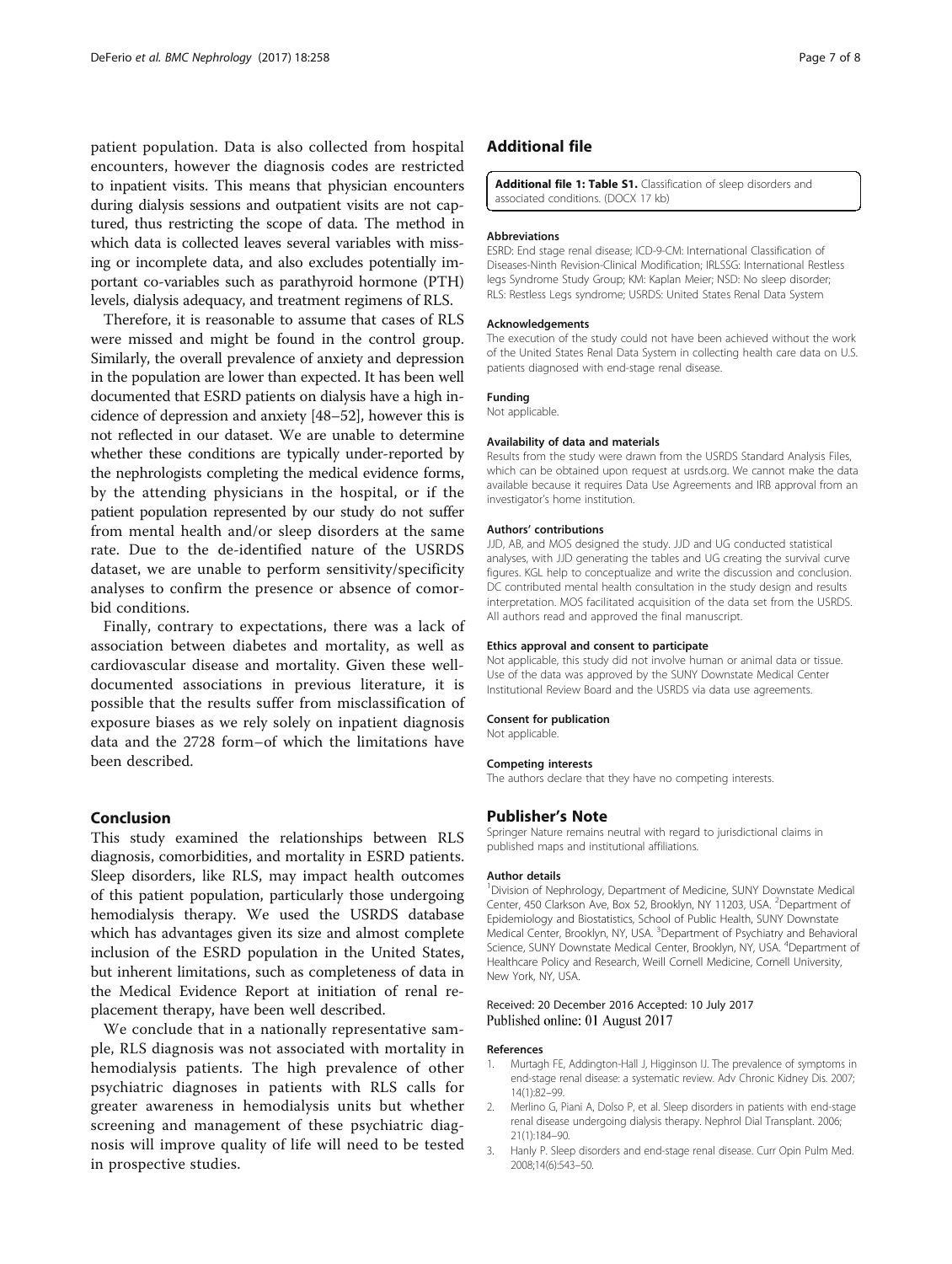patient population. Data is also collected from hospital encounters, however the diagnosis codes are restricted to inpatient visits. This means that physician encounters during dialysis sessions and outpatient visits are not captured, thus restricting the scope of data. The method in which data is collected leaves several variables with missing or incomplete data, and also excludes potentially important co-variables such as parathyroid hormone (PTH) levels, dialysis adequacy, and treatment regimens of RLS.

Therefore, it is reasonable to assume that cases of RLS were missed and might be found in the control group. Similarly, the overall prevalence of anxiety and depression in the population are lower than expected. It has been well documented that ESRD patients on dialysis have a high incidence of depression and anxiety [48–52], however this is not reflected in our dataset. We are unable to determine whether these conditions are typically under-reported by the nephrologists completing the medical evidence forms, by the attending physicians in the hospital, or if the patient population represented by our study do not suffer from mental health and/or sleep disorders at the same rate. Due to the de-identified nature of the USRDS dataset, we are unable to perform sensitivity/specificity analyses to confirm the presence or absence of comorbid conditions.

Finally, contrary to expectations, there was a lack of association between diabetes and mortality, as well as cardiovascular disease and mortality. Given these well-documented associations in previous literature, it is possible that the results suffer from misclassification of exposure biases as we rely solely on inpatient diagnosis data and the 2728 form–of which the limitations have been described.

## Conclusion

This study examined the relationships between RLS diagnosis, comorbidities, and mortality in ESRD patients. Sleep disorders, like RLS, may impact health outcomes of this patient population, particularly those undergoing hemodialysis therapy. We used the USRDS database which has advantages given its size and almost complete inclusion of the ESRD population in the United States, but inherent limitations, such as completeness of data in the Medical Evidence Report at initiation of renal replacement therapy, have been well described.

We conclude that in a nationally representative sample, RLS diagnosis was not associated with mortality in hemodialysis patients. The high prevalence of other psychiatric diagnoses in patients with RLS calls for greater awareness in hemodialysis units but whether screening and management of these psychiatric diagnosis will improve quality of life will need to be tested in prospective studies.

## Additional file

**Additional file 1: Table S1.** Classification of sleep disorders and associated conditions. (DOCX 17 kb)

#### Abbreviations
ESRD: End stage renal disease; ICD-9-CM: International Classification of Diseases-Ninth Revision-Clinical Modification; IRLSSG: International Restless legs Syndrome Study Group; KM: Kaplan Meier; NSD: No sleep disorder; RLS: Restless Legs syndrome; USRDS: United States Renal Data System

#### Acknowledgements
The execution of the study could not have been achieved without the work of the United States Renal Data System in collecting health care data on U.S. patients diagnosed with end-stage renal disease.

#### Funding
Not applicable.

#### Availability of data and materials
Results from the study were drawn from the USRDS Standard Analysis Files, which can be obtained upon request at usrds.org. We cannot make the data available because it requires Data Use Agreements and IRB approval from an investigator's home institution.

#### Authors' contributions
JJD, AB, and MOS designed the study. JJD and UG conducted statistical analyses, with JJD generating the tables and UG creating the survival curve figures. KGL help to conceptualize and write the discussion and conclusion. DC contributed mental health consultation in the study design and results interpretation. MOS facilitated acquisition of the data set from the USRDS. All authors read and approved the final manuscript.

#### Ethics approval and consent to participate
Not applicable, this study did not involve human or animal data or tissue. Use of the data was approved by the SUNY Downstate Medical Center Institutional Review Board and the USRDS via data use agreements.

#### Consent for publication
Not applicable.

#### Competing interests
The authors declare that they have no competing interests.

## Publisher's Note

Springer Nature remains neutral with regard to jurisdictional claims in published maps and institutional affiliations.

#### Author details
[1]Division of Nephrology, Department of Medicine, SUNY Downstate Medical Center, 450 Clarkson Ave, Box 52, Brooklyn, NY 11203, USA. [2]Department of Epidemiology and Biostatistics, School of Public Health, SUNY Downstate Medical Center, Brooklyn, NY, USA. [3]Department of Psychiatry and Behavioral Science, SUNY Downstate Medical Center, Brooklyn, NY, USA. [4]Department of Healthcare Policy and Research, Weill Cornell Medicine, Cornell University, New York, NY, USA.

Received: 20 December 2016 Accepted: 10 July 2017
Published online: 01 August 2017

#### References
1. Murtagh FE, Addington-Hall J, Higginson IJ. The prevalence of symptoms in end-stage renal disease: a systematic review. Adv Chronic Kidney Dis. 2007; 14(1):82–99.
2. Merlino G, Piani A, Dolso P, et al. Sleep disorders in patients with end-stage renal disease undergoing dialysis therapy. Nephrol Dial Transplant. 2006; 21(1):184–90.
3. Hanly P. Sleep disorders and end-stage renal disease. Curr Opin Pulm Med. 2008;14(6):543–50.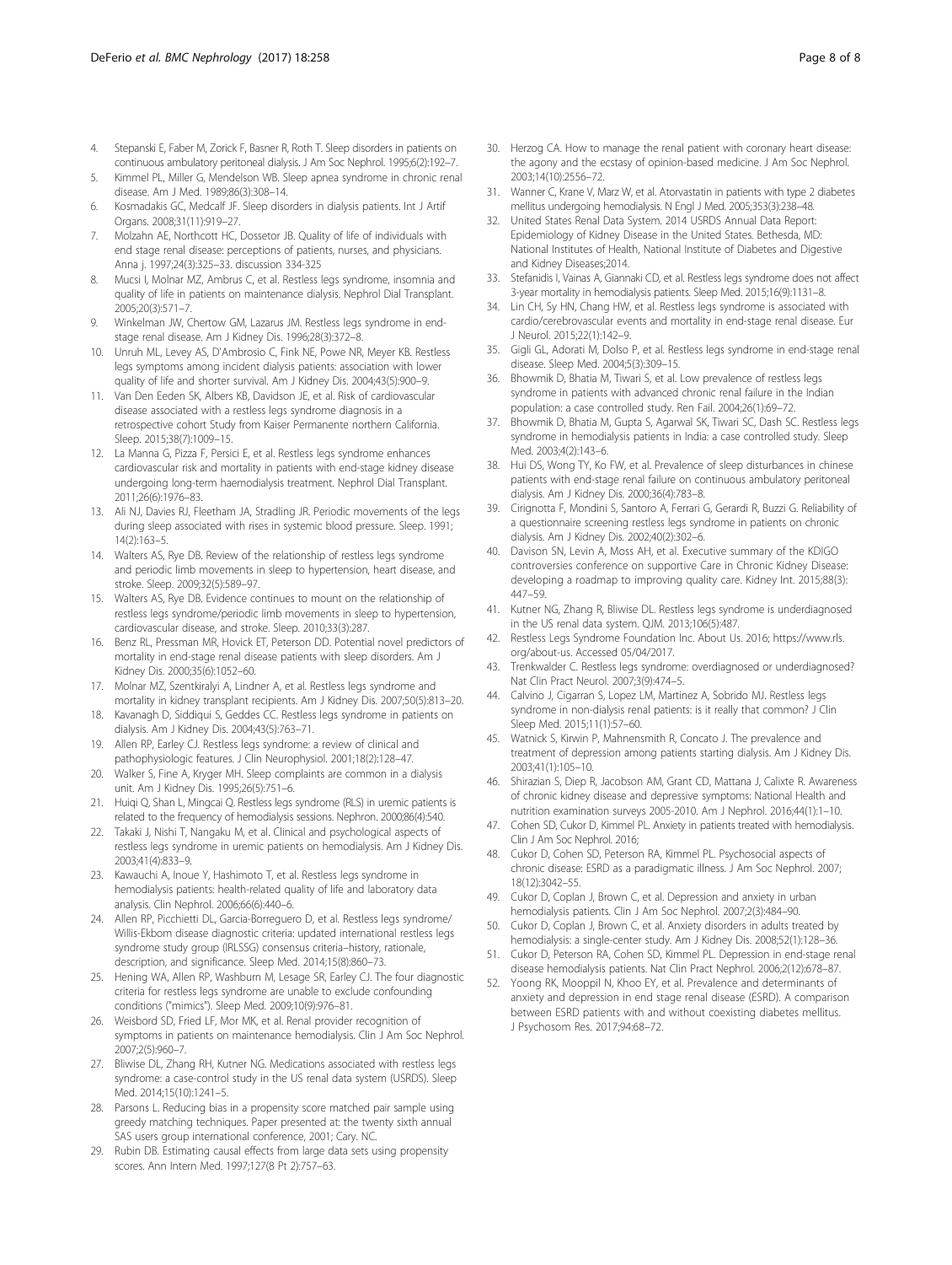4. Stepanski E, Faber M, Zorick F, Basner R, Roth T. Sleep disorders in patients on continuous ambulatory peritoneal dialysis. J Am Soc Nephrol. 1995;6(2):192–7.
5. Kimmel PL, Miller G, Mendelson WB. Sleep apnea syndrome in chronic renal disease. Am J Med. 1989;86(3):308–14.
6. Kosmadakis GC, Medcalf JF. Sleep disorders in dialysis patients. Int J Artif Organs. 2008;31(11):919–27.
7. Molzahn AE, Northcott HC, Dossetor JB. Quality of life of individuals with end stage renal disease: perceptions of patients, nurses, and physicians. Anna j. 1997;24(3):325–33. discussion 334-325
8. Mucsi I, Molnar MZ, Ambrus C, et al. Restless legs syndrome, insomnia and quality of life in patients on maintenance dialysis. Nephrol Dial Transplant. 2005;20(3):571–7.
9. Winkelman JW, Chertow GM, Lazarus JM. Restless legs syndrome in end-stage renal disease. Am J Kidney Dis. 1996;28(3):372–8.
10. Unruh ML, Levey AS, D'Ambrosio C, Fink NE, Powe NR, Meyer KB. Restless legs symptoms among incident dialysis patients: association with lower quality of life and shorter survival. Am J Kidney Dis. 2004;43(5):900–9.
11. Van Den Eeden SK, Albers KB, Davidson JE, et al. Risk of cardiovascular disease associated with a restless legs syndrome diagnosis in a retrospective cohort Study from Kaiser Permanente northern California. Sleep. 2015;38(7):1009–15.
12. La Manna G, Pizza F, Persici E, et al. Restless legs syndrome enhances cardiovascular risk and mortality in patients with end-stage kidney disease undergoing long-term haemodialysis treatment. Nephrol Dial Transplant. 2011;26(6):1976–83.
13. Ali NJ, Davies RJ, Fleetham JA, Stradling JR. Periodic movements of the legs during sleep associated with rises in systemic blood pressure. Sleep. 1991; 14(2):163–5.
14. Walters AS, Rye DB. Review of the relationship of restless legs syndrome and periodic limb movements in sleep to hypertension, heart disease, and stroke. Sleep. 2009;32(5):589–97.
15. Walters AS, Rye DB. Evidence continues to mount on the relationship of restless legs syndrome/periodic limb movements in sleep to hypertension, cardiovascular disease, and stroke. Sleep. 2010;33(3):287.
16. Benz RL, Pressman MR, Hovick ET, Peterson DD. Potential novel predictors of mortality in end-stage renal disease patients with sleep disorders. Am J Kidney Dis. 2000;35(6):1052–60.
17. Molnar MZ, Szentkiralyi A, Lindner A, et al. Restless legs syndrome and mortality in kidney transplant recipients. Am J Kidney Dis. 2007;50(5):813–20.
18. Kavanagh D, Siddiqui S, Geddes CC. Restless legs syndrome in patients on dialysis. Am J Kidney Dis. 2004;43(5):763–71.
19. Allen RP, Earley CJ. Restless legs syndrome: a review of clinical and pathophysiologic features. J Clin Neurophysiol. 2001;18(2):128–47.
20. Walker S, Fine A, Kryger MH. Sleep complaints are common in a dialysis unit. Am J Kidney Dis. 1995;26(5):751–6.
21. Huiqi Q, Shan L, Mingcai Q. Restless legs syndrome (RLS) in uremic patients is related to the frequency of hemodialysis sessions. Nephron. 2000;86(4):540.
22. Takaki J, Nishi T, Nangaku M, et al. Clinical and psychological aspects of restless legs syndrome in uremic patients on hemodialysis. Am J Kidney Dis. 2003;41(4):833–9.
23. Kawauchi A, Inoue Y, Hashimoto T, et al. Restless legs syndrome in hemodialysis patients: health-related quality of life and laboratory data analysis. Clin Nephrol. 2006;66(6):440–6.
24. Allen RP, Picchietti DL, Garcia-Borreguero D, et al. Restless legs syndrome/Willis-Ekbom disease diagnostic criteria: updated international restless legs syndrome study group (IRLSSG) consensus criteria–history, rationale, description, and significance. Sleep Med. 2014;15(8):860–73.
25. Hening WA, Allen RP, Washburn M, Lesage SR, Earley CJ. The four diagnostic criteria for restless legs syndrome are unable to exclude confounding conditions ("mimics"). Sleep Med. 2009;10(9):976–81.
26. Weisbord SD, Fried LF, Mor MK, et al. Renal provider recognition of symptoms in patients on maintenance hemodialysis. Clin J Am Soc Nephrol. 2007;2(5):960–7.
27. Bliwise DL, Zhang RH, Kutner NG. Medications associated with restless legs syndrome: a case-control study in the US renal data system (USRDS). Sleep Med. 2014;15(10):1241–5.
28. Parsons L. Reducing bias in a propensity score matched pair sample using greedy matching techniques. Paper presented at: the twenty sixth annual SAS users group international conference, 2001; Cary. NC.
29. Rubin DB. Estimating causal effects from large data sets using propensity scores. Ann Intern Med. 1997;127(8 Pt 2):757–63.
30. Herzog CA. How to manage the renal patient with coronary heart disease: the agony and the ecstasy of opinion-based medicine. J Am Soc Nephrol. 2003;14(10):2556–72.
31. Wanner C, Krane V, Marz W, et al. Atorvastatin in patients with type 2 diabetes mellitus undergoing hemodialysis. N Engl J Med. 2005;353(3):238–48.
32. United States Renal Data System. 2014 USRDS Annual Data Report: Epidemiology of Kidney Disease in the United States. Bethesda, MD: National Institutes of Health, National Institute of Diabetes and Digestive and Kidney Diseases;2014.
33. Stefanidis I, Vainas A, Giannaki CD, et al. Restless legs syndrome does not affect 3-year mortality in hemodialysis patients. Sleep Med. 2015;16(9):1131–8.
34. Lin CH, Sy HN, Chang HW, et al. Restless legs syndrome is associated with cardio/cerebrovascular events and mortality in end-stage renal disease. Eur J Neurol. 2015;22(1):142–9.
35. Gigli GL, Adorati M, Dolso P, et al. Restless legs syndrome in end-stage renal disease. Sleep Med. 2004;5(3):309–15.
36. Bhowmik D, Bhatia M, Tiwari S, et al. Low prevalence of restless legs syndrome in patients with advanced chronic renal failure in the Indian population: a case controlled study. Ren Fail. 2004;26(1):69–72.
37. Bhowmik D, Bhatia M, Gupta S, Agarwal SK, Tiwari SC, Dash SC. Restless legs syndrome in hemodialysis patients in India: a case controlled study. Sleep Med. 2003;4(2):143–6.
38. Hui DS, Wong TY, Ko FW, et al. Prevalence of sleep disturbances in chinese patients with end-stage renal failure on continuous ambulatory peritoneal dialysis. Am J Kidney Dis. 2000;36(4):783–8.
39. Cirignotta F, Mondini S, Santoro A, Ferrari G, Gerardi R, Buzzi G. Reliability of a questionnaire screening restless legs syndrome in patients on chronic dialysis. Am J Kidney Dis. 2002;40(2):302–6.
40. Davison SN, Levin A, Moss AH, et al. Executive summary of the KDIGO controversies conference on supportive Care in Chronic Kidney Disease: developing a roadmap to improving quality care. Kidney Int. 2015;88(3): 447–59.
41. Kutner NG, Zhang R, Bliwise DL. Restless legs syndrome is underdiagnosed in the US renal data system. QJM. 2013;106(5):487.
42. Restless Legs Syndrome Foundation Inc. About Us. 2016; https://www.rls.org/about-us. Accessed 05/04/2017.
43. Trenkwalder C. Restless legs syndrome: overdiagnosed or underdiagnosed? Nat Clin Pract Neurol. 2007;3(9):474–5.
44. Calvino J, Cigarran S, Lopez LM, Martinez A, Sobrido MJ. Restless legs syndrome in non-dialysis renal patients: is it really that common? J Clin Sleep Med. 2015;11(1):57–60.
45. Watnick S, Kirwin P, Mahnensmith R, Concato J. The prevalence and treatment of depression among patients starting dialysis. Am J Kidney Dis. 2003;41(1):105–10.
46. Shirazian S, Diep R, Jacobson AM, Grant CD, Mattana J, Calixte R. Awareness of chronic kidney disease and depressive symptoms: National Health and nutrition examination surveys 2005-2010. Am J Nephrol. 2016;44(1):1–10.
47. Cohen SD, Cukor D, Kimmel PL. Anxiety in patients treated with hemodialysis. Clin J Am Soc Nephrol. 2016;
48. Cukor D, Cohen SD, Peterson RA, Kimmel PL. Psychosocial aspects of chronic disease: ESRD as a paradigmatic illness. J Am Soc Nephrol. 2007; 18(12):3042–55.
49. Cukor D, Coplan J, Brown C, et al. Depression and anxiety in urban hemodialysis patients. Clin J Am Soc Nephrol. 2007;2(3):484–90.
50. Cukor D, Coplan J, Brown C, et al. Anxiety disorders in adults treated by hemodialysis: a single-center study. Am J Kidney Dis. 2008;52(1):128–36.
51. Cukor D, Peterson RA, Cohen SD, Kimmel PL. Depression in end-stage renal disease hemodialysis patients. Nat Clin Pract Nephrol. 2006;2(12):678–87.
52. Yoong RK, Mooppil N, Khoo EY, et al. Prevalence and determinants of anxiety and depression in end stage renal disease (ESRD). A comparison between ESRD patients with and without coexisting diabetes mellitus. J Psychosom Res. 2017;94:68–72.